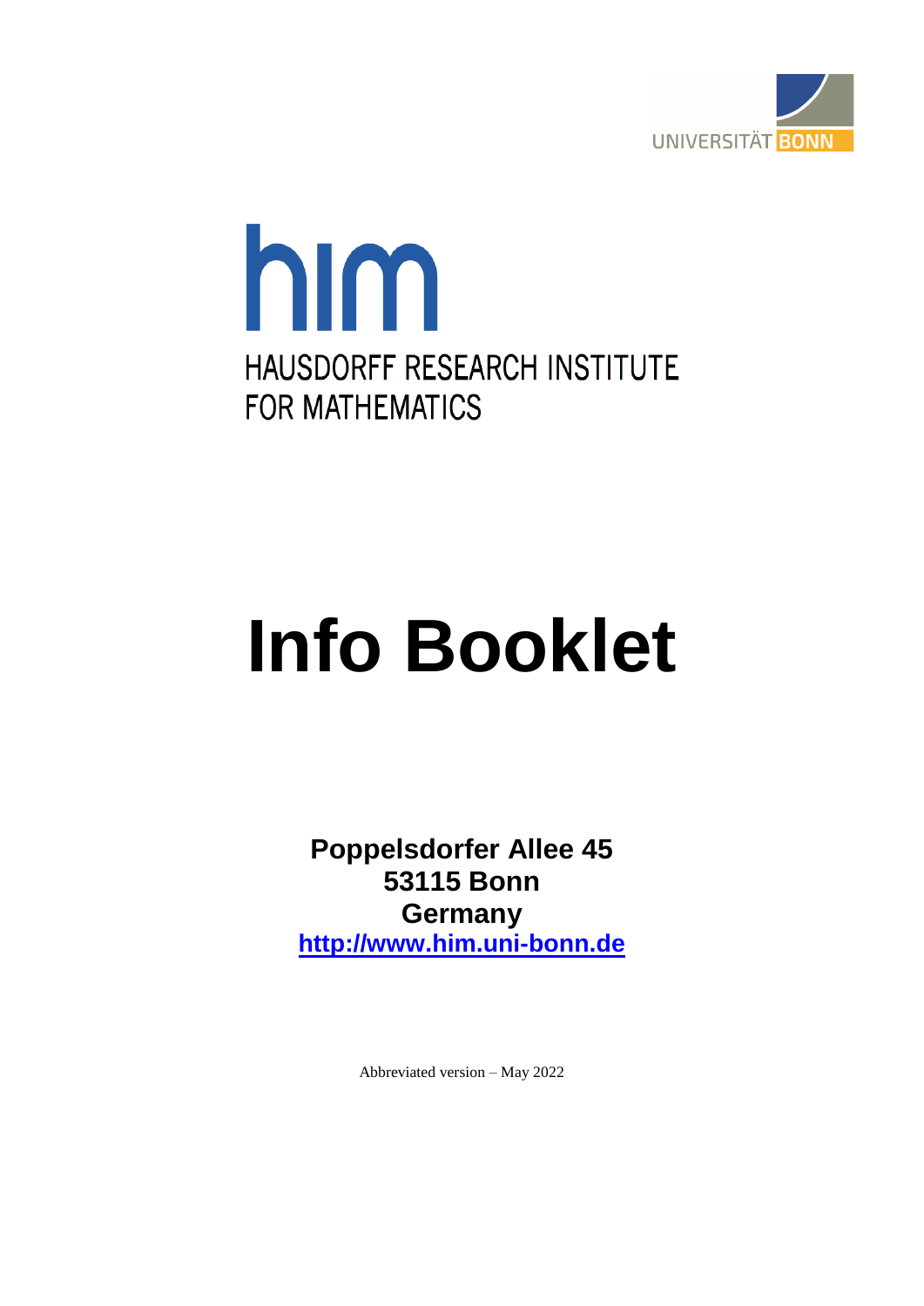UNIVERSITÄT BONN

him

HAUSDORFF RESEARCH INSTITUTE FOR MATHEMATICS

# Info Booklet

**Poppelsdorfer Allee 45**
**53115 Bonn**
**Germany**
**http://www.him.uni-bonn.de**

Abbreviated version – May 2022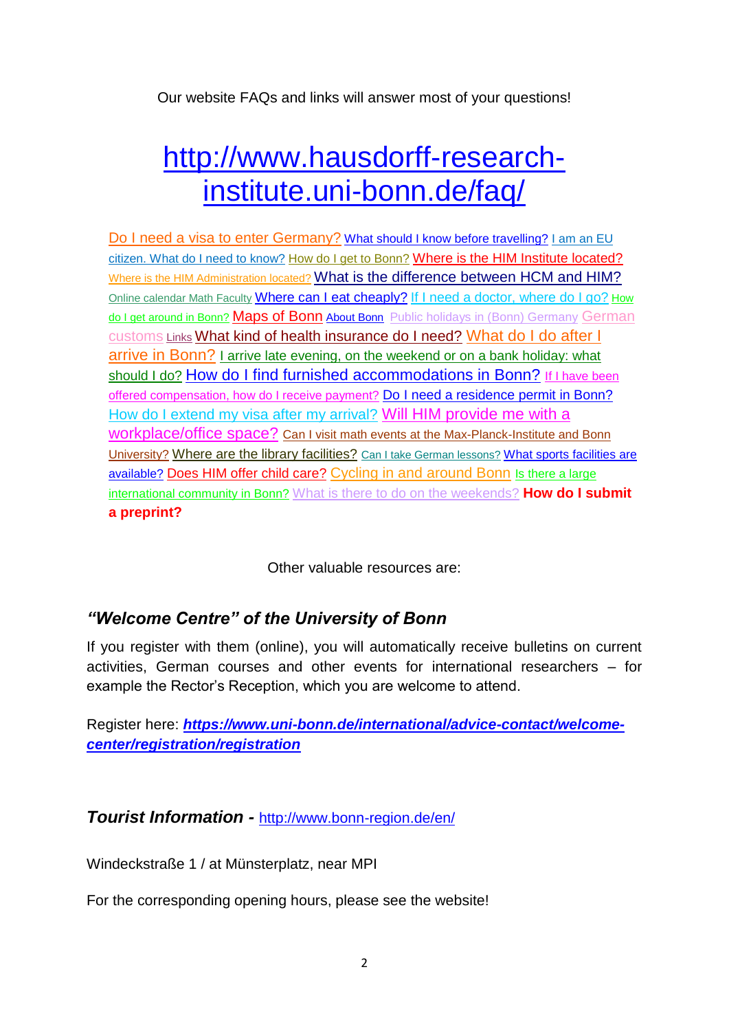Our website FAQs and links will answer most of your questions!

# http://www.hausdorff-research-institute.uni-bonn.de/faq/

Do I need a visa to enter Germany? What should I know before travelling? I am an EU citizen. What do I need to know? How do I get to Bonn? Where is the HIM Institute located? Where is the HIM Administration located? What is the difference between HCM and HIM? Online calendar Math Faculty Where can I eat cheaply? If I need a doctor, where do I go? How do I get around in Bonn? Maps of Bonn About Bonn Public holidays in (Bonn) Germany German customs Links What kind of health insurance do I need? What do I do after I arrive in Bonn? I arrive late evening, on the weekend or on a bank holiday: what should I do? How do I find furnished accommodations in Bonn? If I have been offered compensation, how do I receive payment? Do I need a residence permit in Bonn? How do I extend my visa after my arrival? Will HIM provide me with a workplace/office space? Can I visit math events at the Max-Planck-Institute and Bonn University? Where are the library facilities? Can I take German lessons? What sports facilities are available? Does HIM offer child care? Cycling in and around Bonn Is there a large international community in Bonn? What is there to do on the weekends? **How do I submit a preprint?**

Other valuable resources are:

## *"Welcome Centre" of the University of Bonn*

If you register with them (online), you will automatically receive bulletins on current activities, German courses and other events for international researchers – for example the Rector's Reception, which you are welcome to attend.

Register here: ***https://www.uni-bonn.de/international/advice-contact/welcome-center/registration/registration***

## *Tourist Information* - http://www.bonn-region.de/en/

Windeckstraße 1 / at Münsterplatz, near MPI

For the corresponding opening hours, please see the website!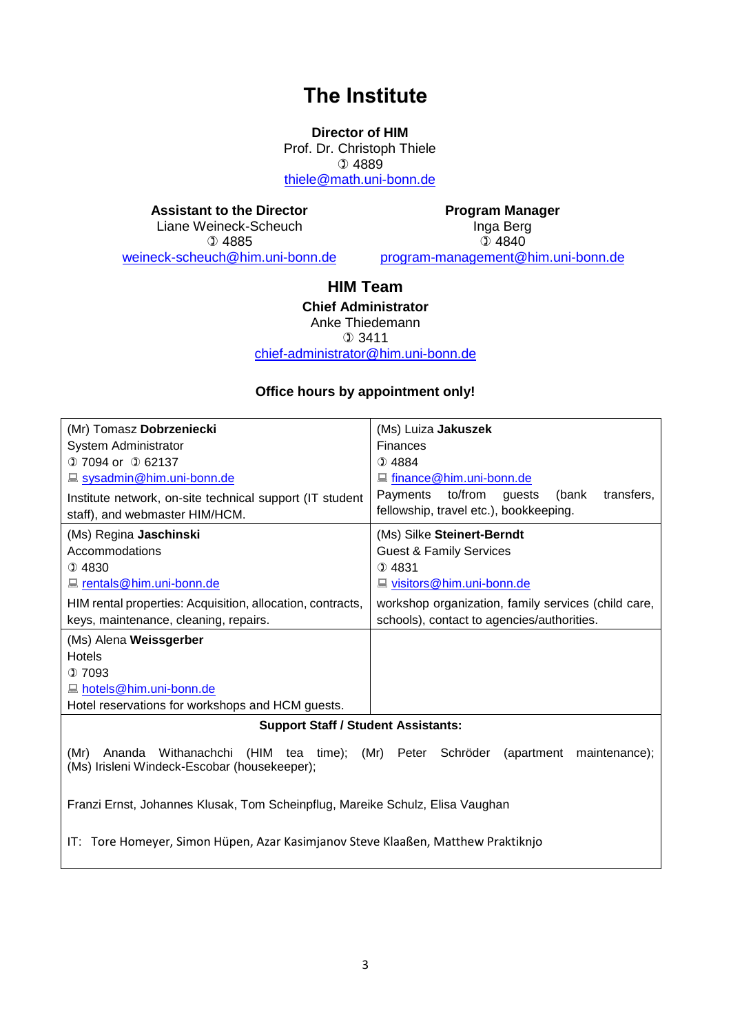# The Institute

**Director of HIM**
Prof. Dr. Christoph Thiele
✆ 4889
thiele@math.uni-bonn.de

**Assistant to the Director**
Liane Weineck-Scheuch
✆ 4885
weineck-scheuch@him.uni-bonn.de

**Program Manager**
Inga Berg
✆ 4840
program-management@him.uni-bonn.de

## HIM Team

**Chief Administrator**
Anke Thiedemann
✆ 3411
chief-administrator@him.uni-bonn.de

**Office hours by appointment only!**

| | |
|---|---|
| (Mr) Tomasz **Dobrzeniecki**<br>System Administrator<br>✆ 7094 or ✆ 62137<br>🖳 sysadmin@him.uni-bonn.de<br>Institute network, on-site technical support (IT student staff), and webmaster HIM/HCM. | (Ms) Luiza **Jakuszek**<br>Finances<br>✆ 4884<br>🖳 finance@him.uni-bonn.de<br>Payments to/from guests (bank transfers, fellowship, travel etc.), bookkeeping. |
| (Ms) Regina **Jaschinski**<br>Accommodations<br>✆ 4830<br>🖳 rentals@him.uni-bonn.de<br>HIM rental properties: Acquisition, allocation, contracts, keys, maintenance, cleaning, repairs. | (Ms) Silke **Steinert-Berndt**<br>Guest & Family Services<br>✆ 4831<br>🖳 visitors@him.uni-bonn.de<br>workshop organization, family services (child care, schools), contact to agencies/authorities. |
| (Ms) Alena **Weissgerber**<br>Hotels<br>✆ 7093<br>🖳 hotels@him.uni-bonn.de<br>Hotel reservations for workshops and HCM guests. | |

**Support Staff / Student Assistants:**

(Mr) Ananda Withanachchi (HIM tea time); (Mr) Peter Schröder (apartment maintenance); (Ms) Irisleni Windeck-Escobar (housekeeper);

Franzi Ernst, Johannes Klusak, Tom Scheinpflug, Mareike Schulz, Elisa Vaughan

IT: Tore Homeyer, Simon Hüpen, Azar Kasimjanov Steve Klaaßen, Matthew Praktiknjo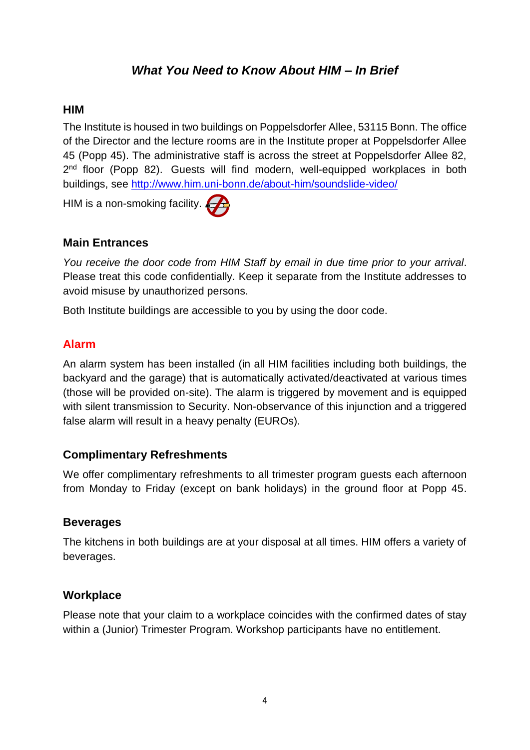## *What You Need to Know About HIM – In Brief*

### HIM

The Institute is housed in two buildings on Poppelsdorfer Allee, 53115 Bonn. The office of the Director and the lecture rooms are in the Institute proper at Poppelsdorfer Allee 45 (Popp 45). The administrative staff is across the street at Poppelsdorfer Allee 82, 2nd floor (Popp 82). Guests will find modern, well-equipped workplaces in both buildings, see http://www.him.uni-bonn.de/about-him/soundslide-video/

HIM is a non-smoking facility.

### Main Entrances

*You receive the door code from HIM Staff by email in due time prior to your arrival*. Please treat this code confidentially. Keep it separate from the Institute addresses to avoid misuse by unauthorized persons.

Both Institute buildings are accessible to you by using the door code.

### Alarm

An alarm system has been installed (in all HIM facilities including both buildings, the backyard and the garage) that is automatically activated/deactivated at various times (those will be provided on-site). The alarm is triggered by movement and is equipped with silent transmission to Security. Non-observance of this injunction and a triggered false alarm will result in a heavy penalty (EUROs).

### Complimentary Refreshments

We offer complimentary refreshments to all trimester program guests each afternoon from Monday to Friday (except on bank holidays) in the ground floor at Popp 45.

### Beverages

The kitchens in both buildings are at your disposal at all times. HIM offers a variety of beverages.

### Workplace

Please note that your claim to a workplace coincides with the confirmed dates of stay within a (Junior) Trimester Program. Workshop participants have no entitlement.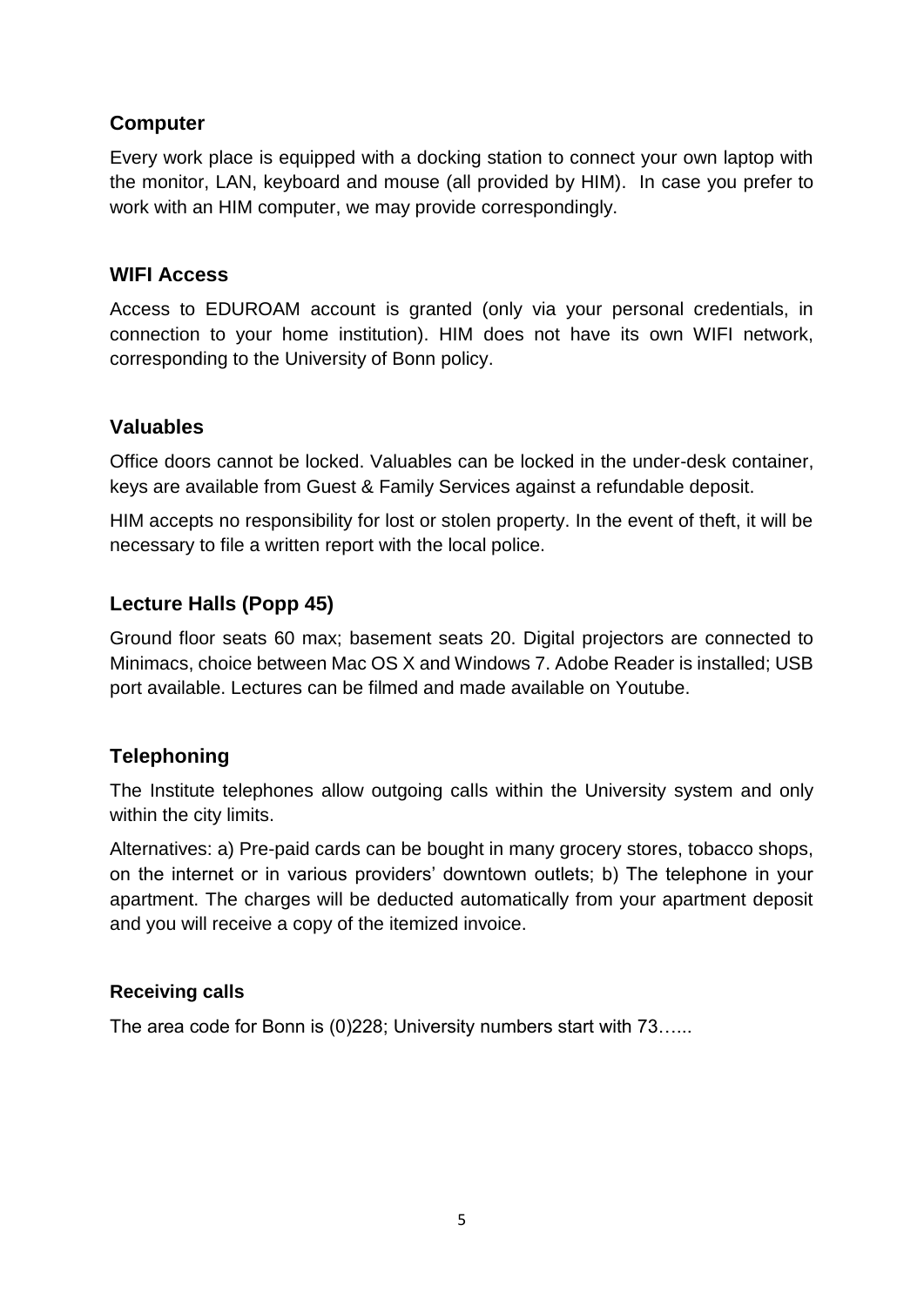## Computer

Every work place is equipped with a docking station to connect your own laptop with the monitor, LAN, keyboard and mouse (all provided by HIM). In case you prefer to work with an HIM computer, we may provide correspondingly.

## WIFI Access

Access to EDUROAM account is granted (only via your personal credentials, in connection to your home institution). HIM does not have its own WIFI network, corresponding to the University of Bonn policy.

## Valuables

Office doors cannot be locked. Valuables can be locked in the under-desk container, keys are available from Guest & Family Services against a refundable deposit.

HIM accepts no responsibility for lost or stolen property. In the event of theft, it will be necessary to file a written report with the local police.

## Lecture Halls (Popp 45)

Ground floor seats 60 max; basement seats 20. Digital projectors are connected to Minimacs, choice between Mac OS X and Windows 7. Adobe Reader is installed; USB port available. Lectures can be filmed and made available on Youtube.

## Telephoning

The Institute telephones allow outgoing calls within the University system and only within the city limits.

Alternatives: a) Pre-paid cards can be bought in many grocery stores, tobacco shops, on the internet or in various providers' downtown outlets; b) The telephone in your apartment. The charges will be deducted automatically from your apartment deposit and you will receive a copy of the itemized invoice.

### Receiving calls

The area code for Bonn is (0)228; University numbers start with 73…...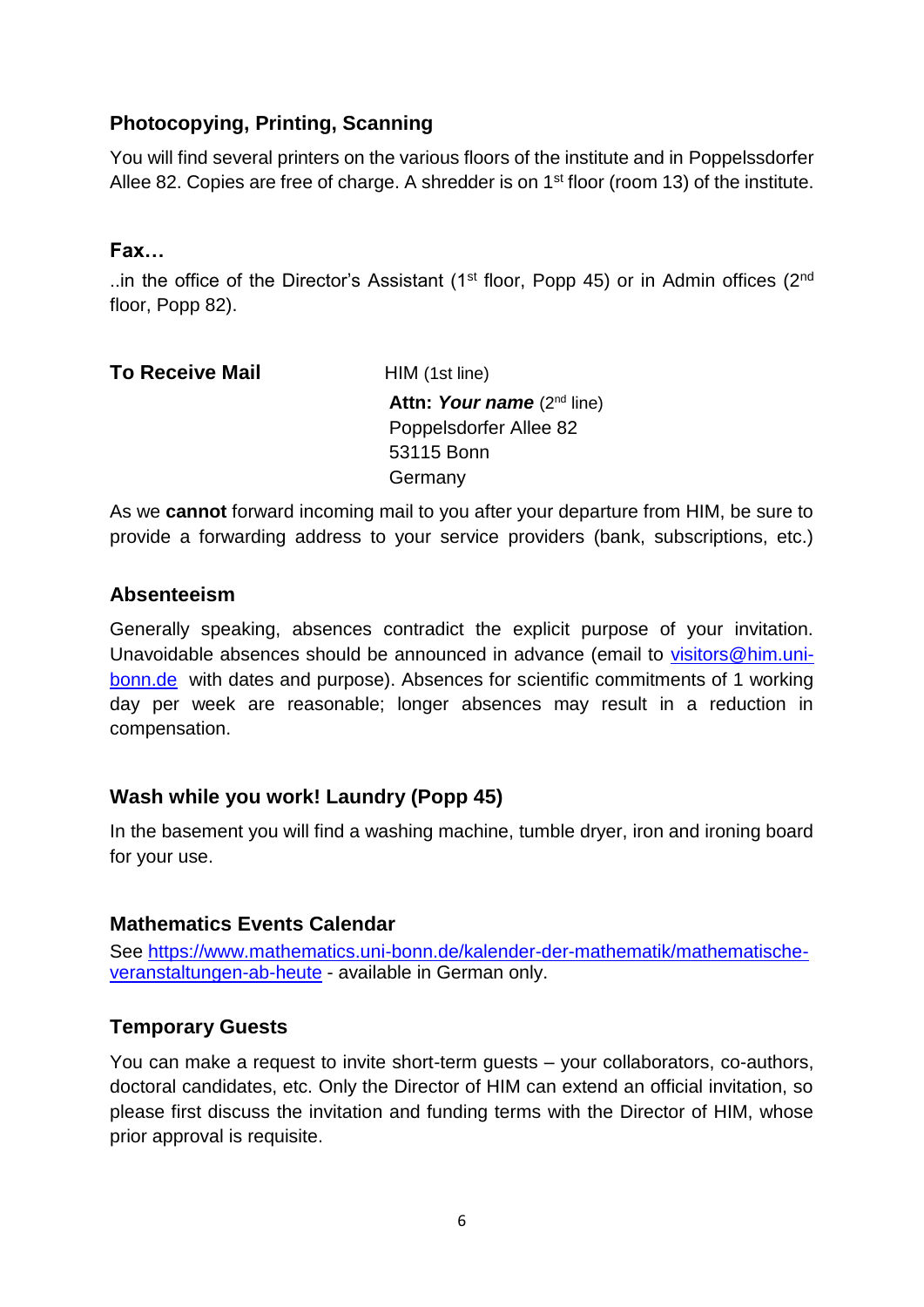## Photocopying, Printing, Scanning

You will find several printers on the various floors of the institute and in Poppelssdorfer Allee 82. Copies are free of charge. A shredder is on 1st floor (room 13) of the institute.

## Fax…

..in the office of the Director's Assistant (1st floor, Popp 45) or in Admin offices (2nd floor, Popp 82).

## To Receive Mail

HIM (1st line)
**Attn: *Your name*** (2nd line)
Poppelsdorfer Allee 82
53115 Bonn
Germany

As we **cannot** forward incoming mail to you after your departure from HIM, be sure to provide a forwarding address to your service providers (bank, subscriptions, etc.)

## Absenteeism

Generally speaking, absences contradict the explicit purpose of your invitation. Unavoidable absences should be announced in advance (email to [visitors@him.uni-bonn.de](mailto:visitors@him.uni-bonn.de) with dates and purpose). Absences for scientific commitments of 1 working day per week are reasonable; longer absences may result in a reduction in compensation.

## Wash while you work! Laundry (Popp 45)

In the basement you will find a washing machine, tumble dryer, iron and ironing board for your use.

## Mathematics Events Calendar

See [https://www.mathematics.uni-bonn.de/kalender-der-mathematik/mathematische-veranstaltungen-ab-heute](https://www.mathematics.uni-bonn.de/kalender-der-mathematik/mathematische-veranstaltungen-ab-heute) - available in German only.

## Temporary Guests

You can make a request to invite short-term guests – your collaborators, co-authors, doctoral candidates, etc. Only the Director of HIM can extend an official invitation, so please first discuss the invitation and funding terms with the Director of HIM, whose prior approval is requisite.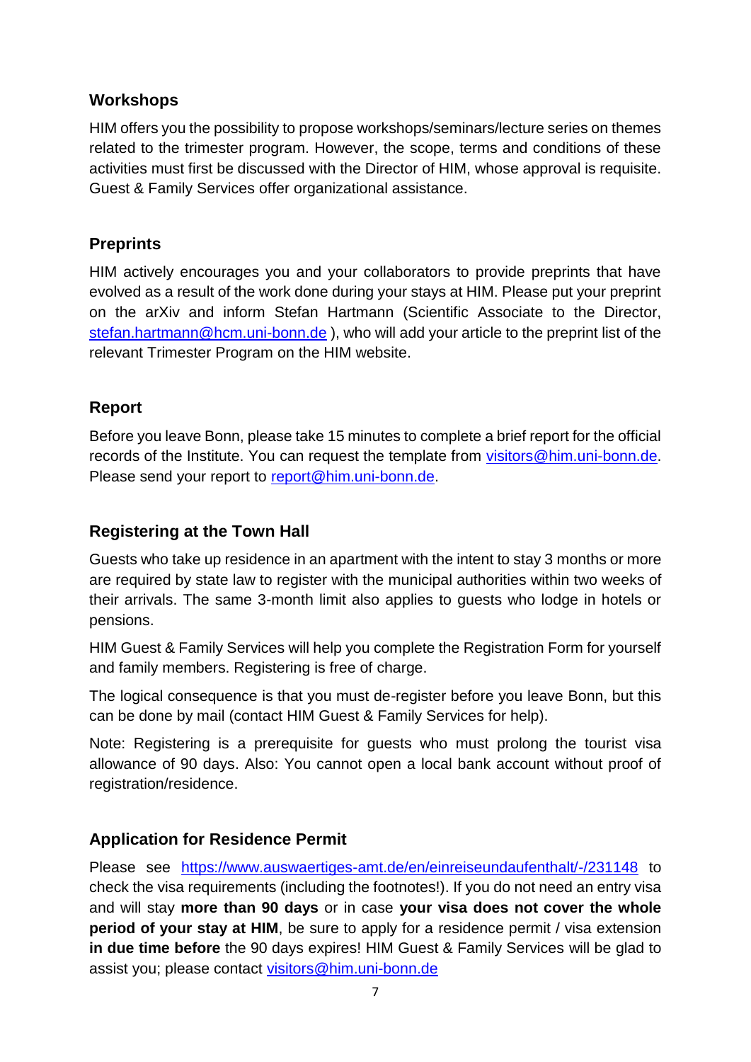## Workshops

HIM offers you the possibility to propose workshops/seminars/lecture series on themes related to the trimester program. However, the scope, terms and conditions of these activities must first be discussed with the Director of HIM, whose approval is requisite. Guest & Family Services offer organizational assistance.

## Preprints

HIM actively encourages you and your collaborators to provide preprints that have evolved as a result of the work done during your stays at HIM. Please put your preprint on the arXiv and inform Stefan Hartmann (Scientific Associate to the Director, [stefan.hartmann@hcm.uni-bonn.de](mailto:stefan.hartmann@hcm.uni-bonn.de) ), who will add your article to the preprint list of the relevant Trimester Program on the HIM website.

## Report

Before you leave Bonn, please take 15 minutes to complete a brief report for the official records of the Institute. You can request the template from [visitors@him.uni-bonn.de](mailto:visitors@him.uni-bonn.de). Please send your report to [report@him.uni-bonn.de](mailto:report@him.uni-bonn.de).

## Registering at the Town Hall

Guests who take up residence in an apartment with the intent to stay 3 months or more are required by state law to register with the municipal authorities within two weeks of their arrivals. The same 3-month limit also applies to guests who lodge in hotels or pensions.

HIM Guest & Family Services will help you complete the Registration Form for yourself and family members. Registering is free of charge.

The logical consequence is that you must de-register before you leave Bonn, but this can be done by mail (contact HIM Guest & Family Services for help).

Note: Registering is a prerequisite for guests who must prolong the tourist visa allowance of 90 days. Also: You cannot open a local bank account without proof of registration/residence.

## Application for Residence Permit

Please see [https://www.auswaertiges-amt.de/en/einreiseundaufenthalt/-/231148](https://www.auswaertiges-amt.de/en/einreiseundaufenthalt/-/231148) to check the visa requirements (including the footnotes!). If you do not need an entry visa and will stay **more than 90 days** or in case **your visa does not cover the whole period of your stay at HIM**, be sure to apply for a residence permit / visa extension **in due time before** the 90 days expires! HIM Guest & Family Services will be glad to assist you; please contact [visitors@him.uni-bonn.de](mailto:visitors@him.uni-bonn.de)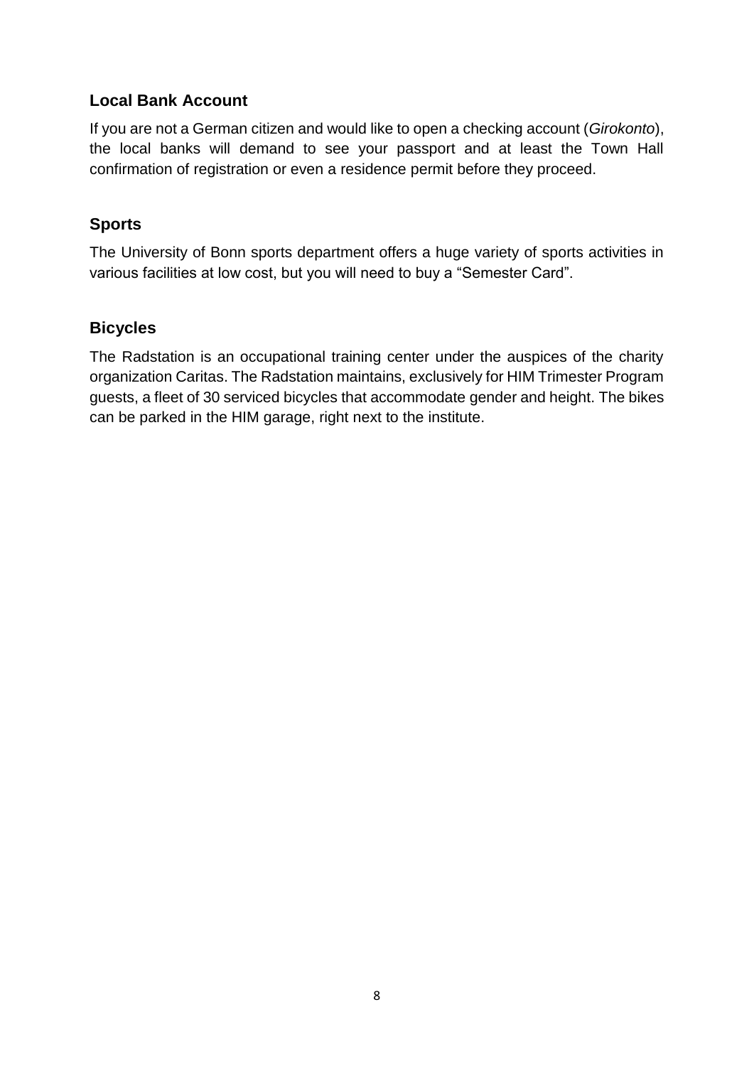## Local Bank Account

If you are not a German citizen and would like to open a checking account (*Girokonto*), the local banks will demand to see your passport and at least the Town Hall confirmation of registration or even a residence permit before they proceed.

## Sports

The University of Bonn sports department offers a huge variety of sports activities in various facilities at low cost, but you will need to buy a "Semester Card".

## Bicycles

The Radstation is an occupational training center under the auspices of the charity organization Caritas. The Radstation maintains, exclusively for HIM Trimester Program guests, a fleet of 30 serviced bicycles that accommodate gender and height. The bikes can be parked in the HIM garage, right next to the institute.